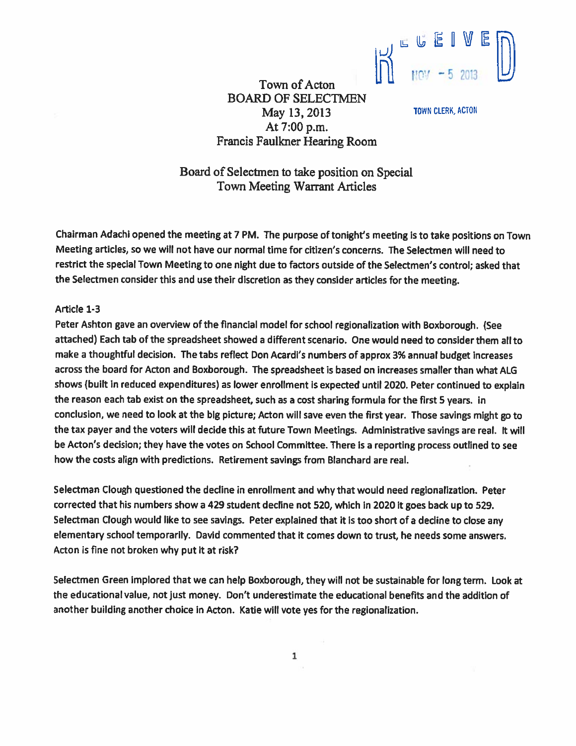RECEIVED
NOV - 5 2013
TOWN CLERK, ACTON

# Town of Acton
# BOARD OF SELECTMEN
May 13, 2013
At 7:00 p.m.
Francis Faulkner Hearing Room

## Board of Selectmen to take position on Special Town Meeting Warrant Articles

Chairman Adachi opened the meeting at 7 PM. The purpose of tonight's meeting is to take positions on Town Meeting articles, so we will not have our normal time for citizen's concerns. The Selectmen will need to restrict the special Town Meeting to one night due to factors outside of the Selectmen's control; asked that the Selectmen consider this and use their discretion as they consider articles for the meeting.

Article 1-3

Peter Ashton gave an overview of the financial model for school regionalization with Boxborough. (See attached) Each tab of the spreadsheet showed a different scenario. One would need to consider them all to make a thoughtful decision. The tabs reflect Don Acardi's numbers of approx 3% annual budget increases across the board for Acton and Boxborough. The spreadsheet is based on increases smaller than what ALG shows (built in reduced expenditures) as lower enrollment is expected until 2020. Peter continued to explain the reason each tab exist on the spreadsheet, such as a cost sharing formula for the first 5 years. In conclusion, we need to look at the big picture; Acton will save even the first year. Those savings might go to the tax payer and the voters will decide this at future Town Meetings. Administrative savings are real. It will be Acton's decision; they have the votes on School Committee. There is a reporting process outlined to see how the costs align with predictions. Retirement savings from Blanchard are real.

Selectman Clough questioned the decline in enrollment and why that would need regionalization. Peter corrected that his numbers show a 429 student decline not 520, which in 2020 it goes back up to 529. Selectman Clough would like to see savings. Peter explained that it is too short of a decline to close any elementary school temporarily. David commented that it comes down to trust, he needs some answers. Acton is fine not broken why put it at risk?

Selectmen Green implored that we can help Boxborough, they will not be sustainable for long term. Look at the educational value, not just money. Don't underestimate the educational benefits and the addition of another building another choice in Acton. Katie will vote yes for the regionalization.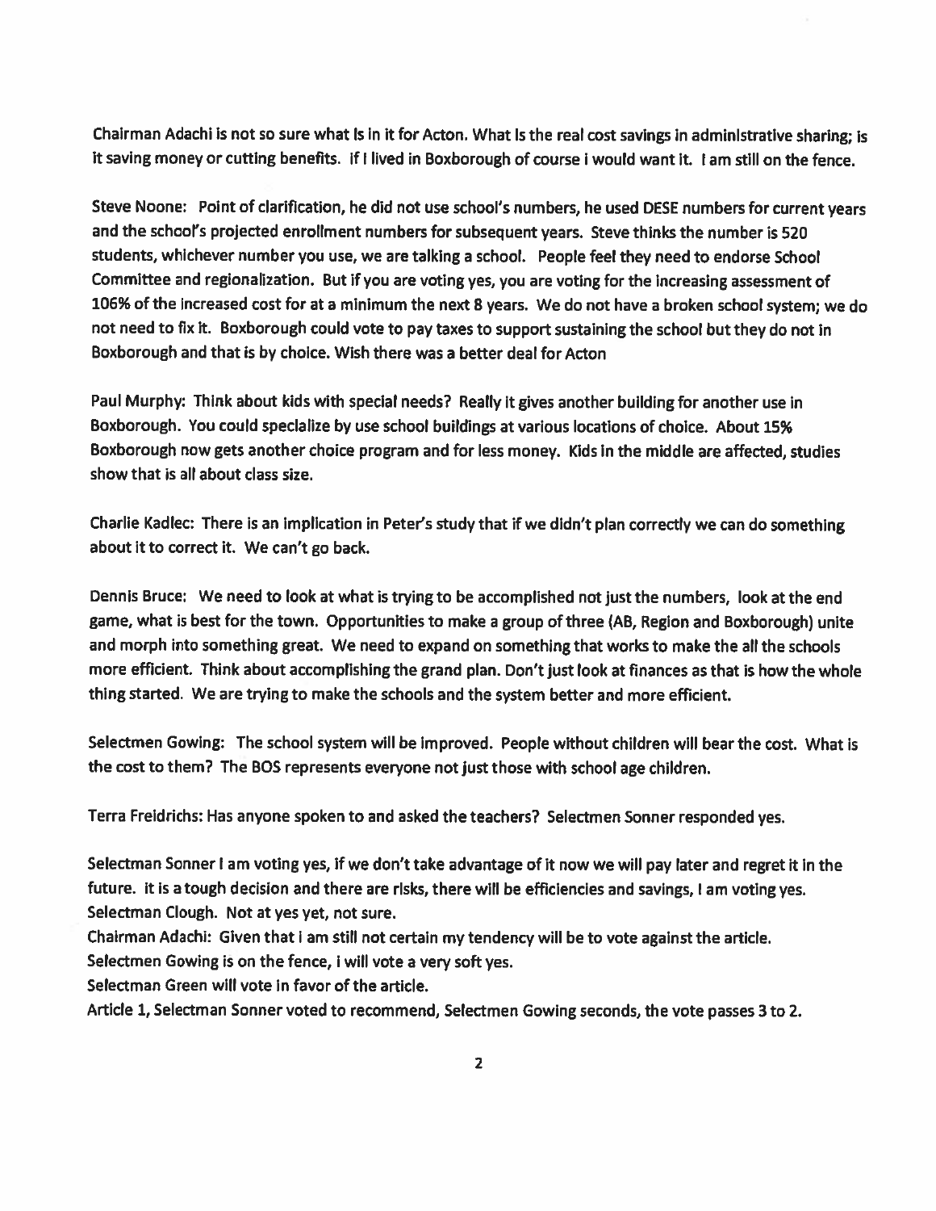Chairman Adachi is not so sure what is in it for Acton. What is the real cost savings in administrative sharing; is it saving money or cutting benefits. If I lived in Boxborough of course i would want it. I am still on the fence.

Steve Noone: Point of clarification, he did not use school's numbers, he used DESE numbers for current years and the school's projected enrollment numbers for subsequent years. Steve thinks the number is 520 students, whichever number you use, we are talking a school. People feel they need to endorse School Committee and regionalization. But if you are voting yes, you are voting for the increasing assessment of 106% of the increased cost for at a minimum the next 8 years. We do not have a broken school system; we do not need to fix it. Boxborough could vote to pay taxes to support sustaining the school but they do not in Boxborough and that is by choice. Wish there was a better deal for Acton

Paul Murphy: Think about kids with special needs? Really it gives another building for another use in Boxborough. You could specialize by use school buildings at various locations of choice. About 15% Boxborough now gets another choice program and for less money. Kids in the middle are affected, studies show that is all about class size.

Charlie Kadlec: There is an implication in Peter's study that if we didn't plan correctly we can do something about it to correct it. We can't go back.

Dennis Bruce: We need to look at what is trying to be accomplished not just the numbers, look at the end game, what is best for the town. Opportunities to make a group of three (AB, Region and Boxborough) unite and morph into something great. We need to expand on something that works to make the all the schools more efficient. Think about accomplishing the grand plan. Don't just look at finances as that is how the whole thing started. We are trying to make the schools and the system better and more efficient.

Selectmen Gowing: The school system will be improved. People without children will bear the cost. What is the cost to them? The BOS represents everyone not just those with school age children.

Terra Freidrichs: Has anyone spoken to and asked the teachers? Selectmen Sonner responded yes.

Selectman Sonner I am voting yes, if we don't take advantage of it now we will pay later and regret it in the future. It is a tough decision and there are risks, there will be efficiencies and savings, I am voting yes.
Selectman Clough. Not at yes yet, not sure.
Chairman Adachi: Given that I am still not certain my tendency will be to vote against the article.
Selectmen Gowing is on the fence, i will vote a very soft yes.
Selectman Green will vote in favor of the article.
Article 1, Selectman Sonner voted to recommend, Selectmen Gowing seconds, the vote passes 3 to 2.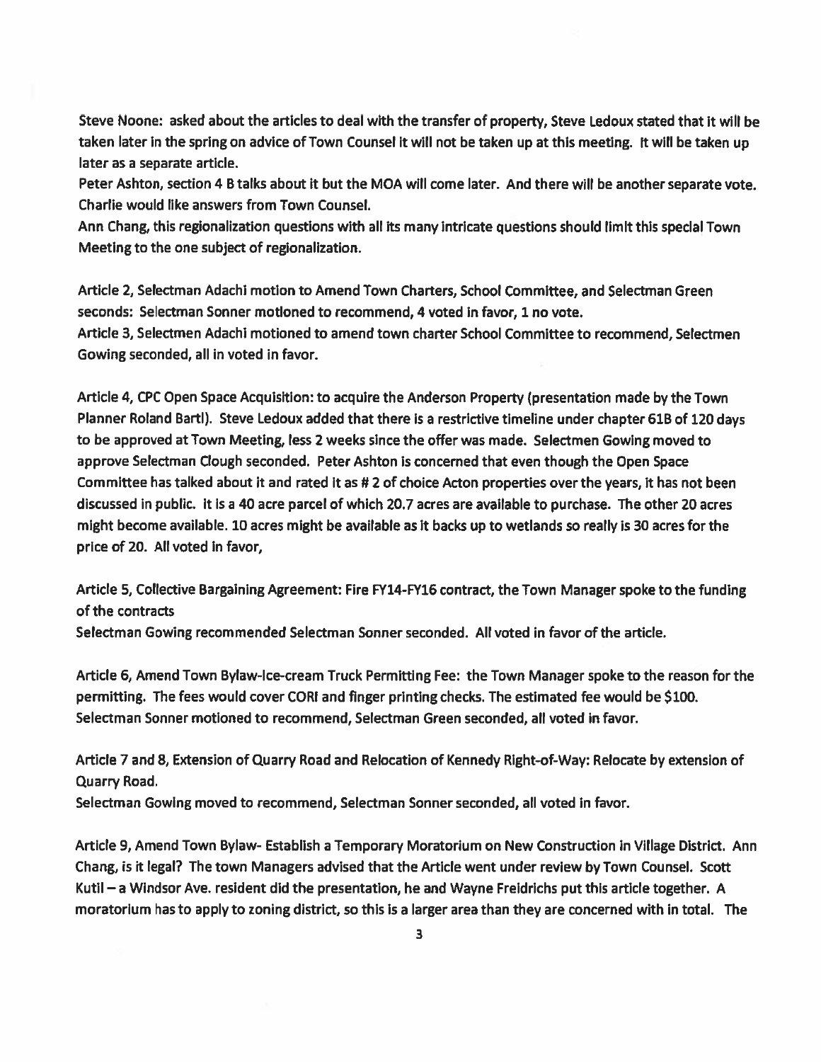Steve Noone: asked about the articles to deal with the transfer of property, Steve Ledoux stated that it will be taken later in the spring on advice of Town Counsel it will not be taken up at this meeting. It will be taken up later as a separate article.

Peter Ashton, section 4 B talks about it but the MOA will come later. And there will be another separate vote. Charlie would like answers from Town Counsel.

Ann Chang, this regionalization questions with all its many intricate questions should limit this special Town Meeting to the one subject of regionalization.

Article 2, Selectman Adachi motion to Amend Town Charters, School Committee, and Selectman Green seconds: Selectman Sonner motioned to recommend, 4 voted in favor, 1 no vote.

Article 3, Selectmen Adachi motioned to amend town charter School Committee to recommend, Selectmen Gowing seconded, all in voted in favor.

Article 4, CPC Open Space Acquisition: to acquire the Anderson Property (presentation made by the Town Planner Roland Bartl). Steve Ledoux added that there is a restrictive timeline under chapter 61B of 120 days to be approved at Town Meeting, less 2 weeks since the offer was made. Selectmen Gowing moved to approve Selectman Clough seconded. Peter Ashton is concerned that even though the Open Space Committee has talked about it and rated it as # 2 of choice Acton properties over the years, it has not been discussed in public. It is a 40 acre parcel of which 20.7 acres are available to purchase. The other 20 acres might become available. 10 acres might be available as it backs up to wetlands so really is 30 acres for the price of 20. All voted in favor,

Article 5, Collective Bargaining Agreement: Fire FY14-FY16 contract, the Town Manager spoke to the funding of the contracts

Selectman Gowing recommended Selectman Sonner seconded. All voted in favor of the article.

Article 6, Amend Town Bylaw-Ice-cream Truck Permitting Fee: the Town Manager spoke to the reason for the permitting. The fees would cover CORI and finger printing checks. The estimated fee would be $100. Selectman Sonner motioned to recommend, Selectman Green seconded, all voted in favor.

Article 7 and 8, Extension of Quarry Road and Relocation of Kennedy Right-of-Way: Relocate by extension of Quarry Road.

Selectman Gowing moved to recommend, Selectman Sonner seconded, all voted in favor.

Article 9, Amend Town Bylaw- Establish a Temporary Moratorium on New Construction in Village District. Ann Chang, is it legal? The town Managers advised that the Article went under review by Town Counsel. Scott Kutil – a Windsor Ave. resident did the presentation, he and Wayne Freidrichs put this article together. A moratorium has to apply to zoning district, so this is a larger area than they are concerned with in total. The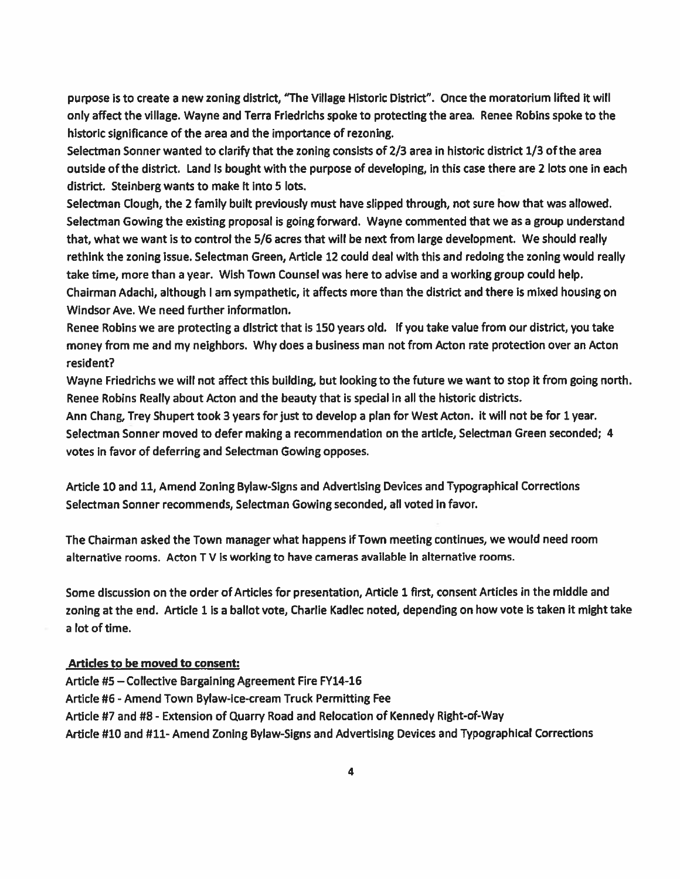purpose is to create a new zoning district, "The Village Historic District". Once the moratorium lifted it will only affect the village. Wayne and Terra Friedrichs spoke to protecting the area. Renee Robins spoke to the historic significance of the area and the importance of rezoning.

Selectman Sonner wanted to clarify that the zoning consists of 2/3 area in historic district 1/3 of the area outside of the district. Land is bought with the purpose of developing, in this case there are 2 lots one in each district. Steinberg wants to make it into 5 lots.

Selectman Clough, the 2 family built previously must have slipped through, not sure how that was allowed. Selectman Gowing the existing proposal is going forward. Wayne commented that we as a group understand that, what we want is to control the 5/6 acres that will be next from large development. We should really rethink the zoning issue. Selectman Green, Article 12 could deal with this and redoing the zoning would really take time, more than a year. Wish Town Counsel was here to advise and a working group could help.

Chairman Adachi, although I am sympathetic, it affects more than the district and there is mixed housing on Windsor Ave. We need further information.

Renee Robins we are protecting a district that is 150 years old. If you take value from our district, you take money from me and my neighbors. Why does a business man not from Acton rate protection over an Acton resident?

Wayne Friedrichs we will not affect this building, but looking to the future we want to stop it from going north.

Renee Robins Really about Acton and the beauty that is special in all the historic districts.

Ann Chang, Trey Shupert took 3 years for just to develop a plan for West Acton. It will not be for 1 year.

Selectman Sonner moved to defer making a recommendation on the article, Selectman Green seconded; 4 votes in favor of deferring and Selectman Gowing opposes.

Article 10 and 11, Amend Zoning Bylaw-Signs and Advertising Devices and Typographical Corrections

Selectman Sonner recommends, Selectman Gowing seconded, all voted in favor.

The Chairman asked the Town manager what happens if Town meeting continues, we would need room alternative rooms. Acton T V is working to have cameras available in alternative rooms.

Some discussion on the order of Articles for presentation, Article 1 first, consent Articles in the middle and zoning at the end. Article 1 is a ballot vote, Charlie Kadlec noted, depending on how vote is taken it might take a lot of time.

**Articles to be moved to consent:**

Article #5 – Collective Bargaining Agreement Fire FY14-16

Article #6 - Amend Town Bylaw-Ice-cream Truck Permitting Fee

Article #7 and #8 - Extension of Quarry Road and Relocation of Kennedy Right-of-Way

Article #10 and #11- Amend Zoning Bylaw-Signs and Advertising Devices and Typographical Corrections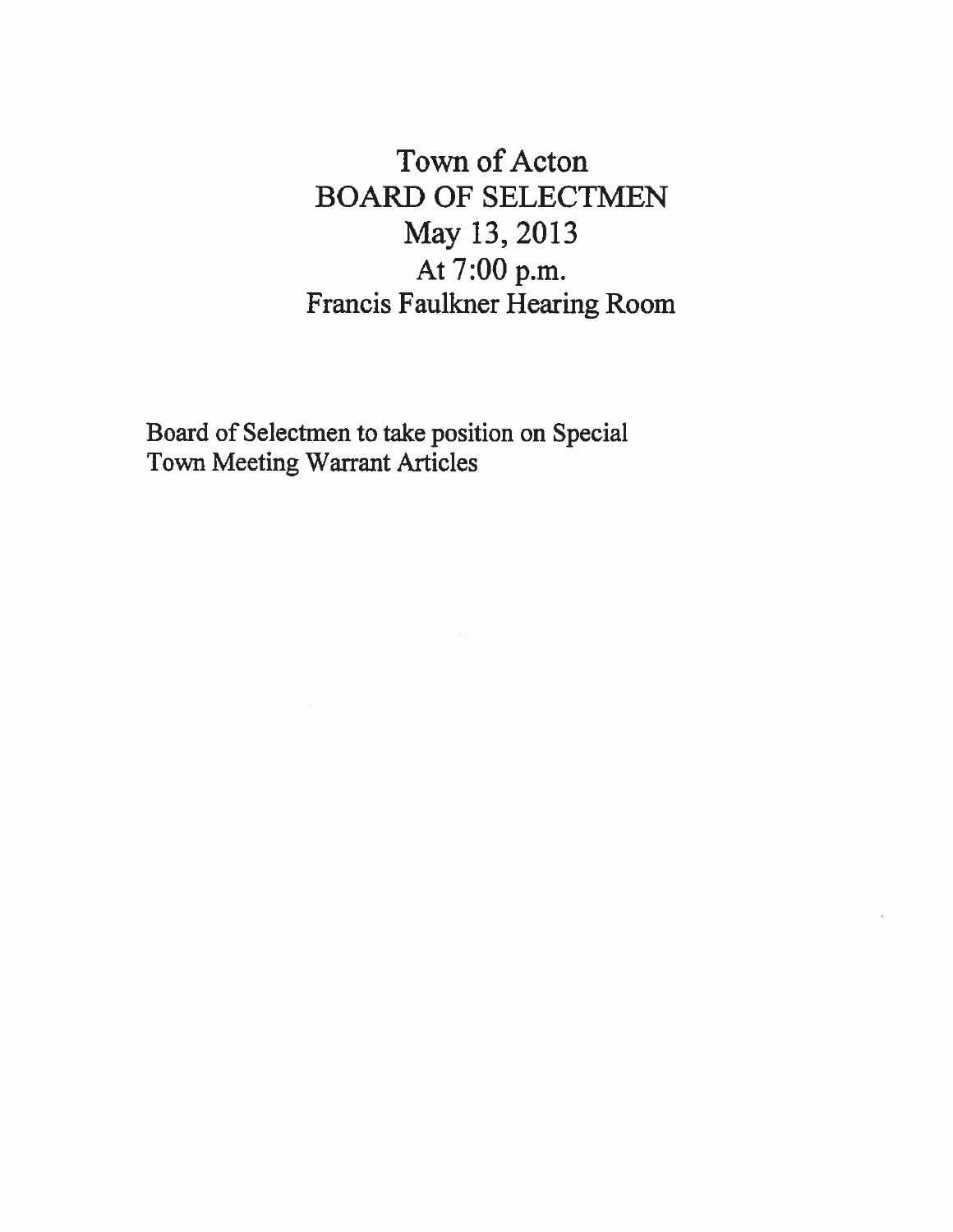# Town of Acton
# BOARD OF SELECTMEN
# May 13, 2013
# At 7:00 p.m.
# Francis Faulkner Hearing Room

Board of Selectmen to take position on Special Town Meeting Warrant Articles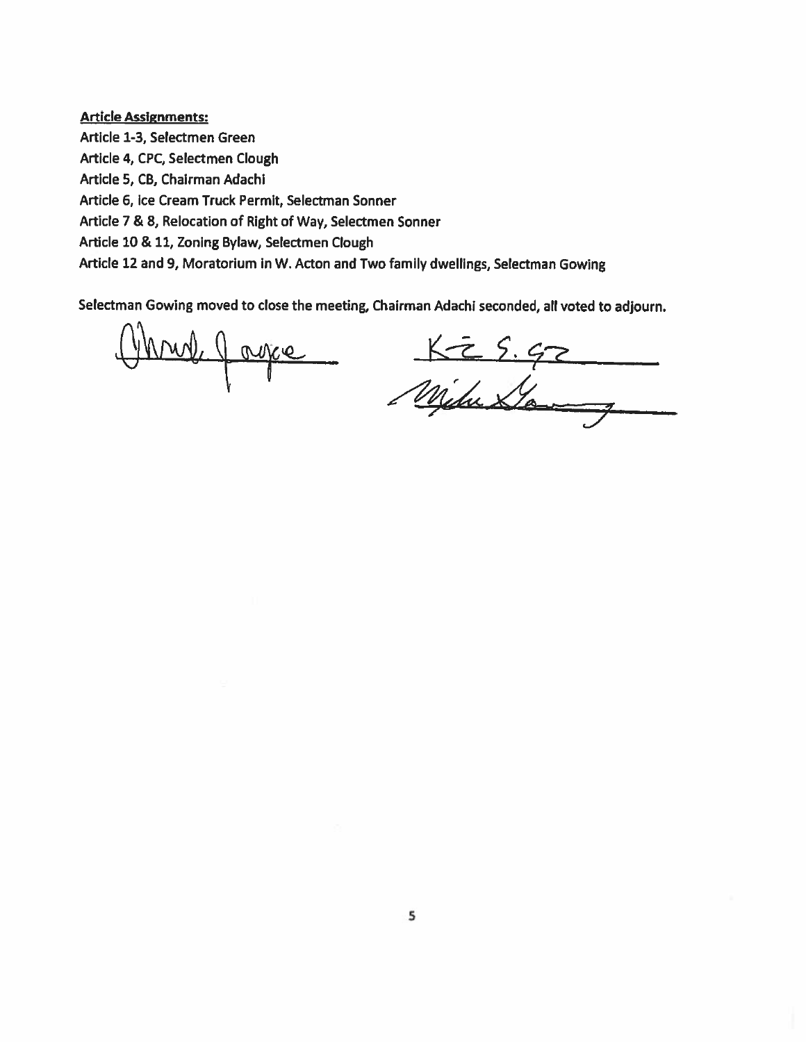**Article Assignments:**

Article 1-3, Selectmen Green

Article 4, CPC, Selectmen Clough

Article 5, CB, Chairman Adachi

Article 6, Ice Cream Truck Permit, Selectman Sonner

Article 7 & 8, Relocation of Right of Way, Selectmen Sonner

Article 10 & 11, Zoning Bylaw, Selectmen Clough

Article 12 and 9, Moratorium in W. Acton and Two family dwellings, Selectman Gowing

Selectman Gowing moved to close the meeting, Chairman Adachi seconded, all voted to adjourn.